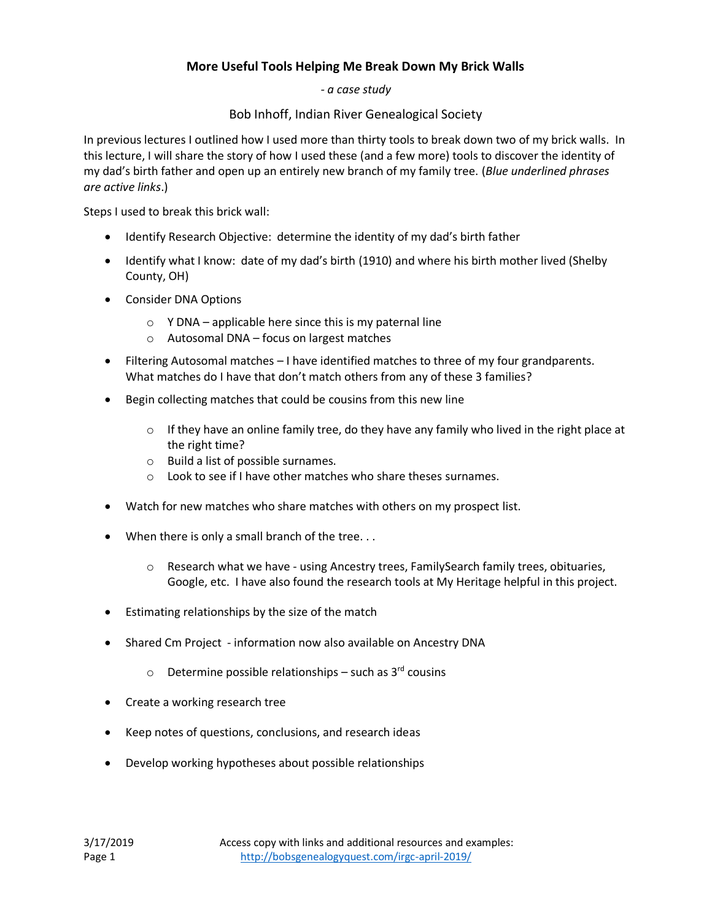# More Useful Tools Helping Me Break Down My Brick Walls

*- a case study*

Bob Inhoff, Indian River Genealogical Society

In previous lectures I outlined how I used more than thirty tools to break down two of my brick walls. In this lecture, I will share the story of how I used these (and a few more) tools to discover the identity of my dad's birth father and open up an entirely new branch of my family tree. (*Blue underlined phrases are active links*.)

Steps I used to break this brick wall:

- Identify Research Objective: determine the identity of my dad's birth father
- Identify what I know: date of my dad's birth (1910) and where his birth mother lived (Shelby County, OH)
- Consider DNA Options
  - Y DNA – applicable here since this is my paternal line
  - Autosomal DNA – focus on largest matches
- Filtering Autosomal matches – I have identified matches to three of my four grandparents. What matches do I have that don't match others from any of these 3 families?
- Begin collecting matches that could be cousins from this new line
  - If they have an online family tree, do they have any family who lived in the right place at the right time?
  - Build a list of possible surnames.
  - Look to see if I have other matches who share theses surnames.
- Watch for new matches who share matches with others on my prospect list.
- When there is only a small branch of the tree. . .
  - Research what we have - using Ancestry trees, FamilySearch family trees, obituaries, Google, etc. I have also found the research tools at My Heritage helpful in this project.
- Estimating relationships by the size of the match
- Shared Cm Project - information now also available on Ancestry DNA
  - Determine possible relationships – such as 3rd cousins
- Create a working research tree
- Keep notes of questions, conclusions, and research ideas
- Develop working hypotheses about possible relationships

Access copy with links and additional resources and examples: http://bobsgenealogyquest.com/irgc-april-2019/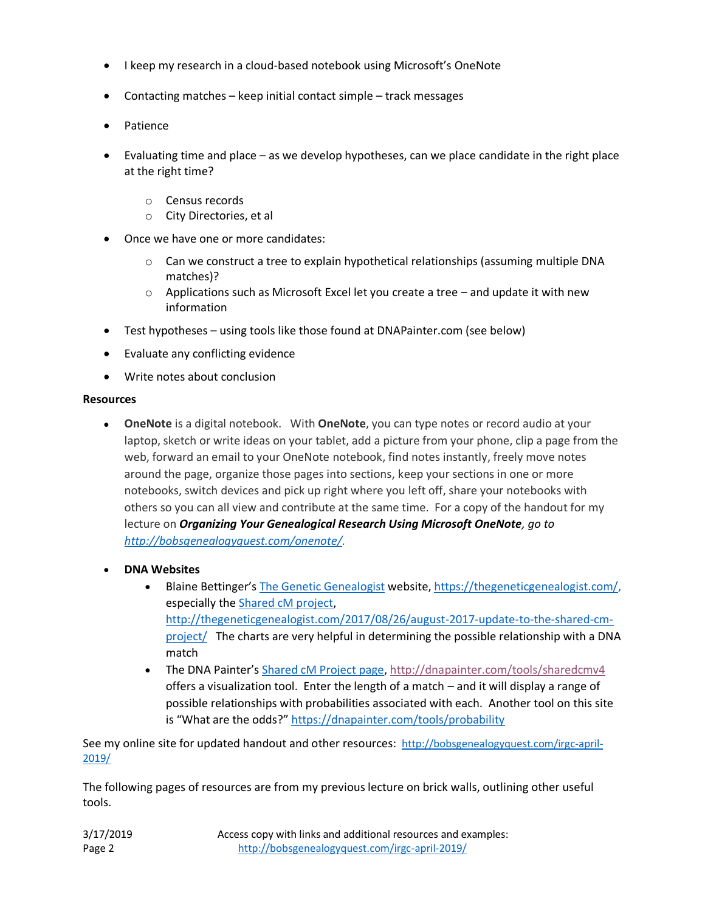- I keep my research in a cloud-based notebook using Microsoft's OneNote
- Contacting matches – keep initial contact simple – track messages
- Patience
- Evaluating time and place – as we develop hypotheses, can we place candidate in the right place at the right time?
    - Census records
    - City Directories, et al
- Once we have one or more candidates:
    - Can we construct a tree to explain hypothetical relationships (assuming multiple DNA matches)?
    - Applications such as Microsoft Excel let you create a tree – and update it with new information
- Test hypotheses – using tools like those found at DNAPainter.com (see below)
- Evaluate any conflicting evidence
- Write notes about conclusion

**Resources**

- **OneNote** is a digital notebook. With **OneNote**, you can type notes or record audio at your laptop, sketch or write ideas on your tablet, add a picture from your phone, clip a page from the web, forward an email to your OneNote notebook, find notes instantly, freely move notes around the page, organize those pages into sections, keep your sections in one or more notebooks, switch devices and pick up right where you left off, share your notebooks with others so you can all view and contribute at the same time. For a copy of the handout for my lecture on ***Organizing Your Genealogical Research Using Microsoft OneNote**, go to [http://bobsgenealogyquest.com/onenote/](http://bobsgenealogyquest.com/onenote/).*

- **DNA Websites**
    - Blaine Bettinger's [The Genetic Genealogist](https://thegeneticgenealogist.com/) website, [https://thegeneticgenealogist.com/](https://thegeneticgenealogist.com/), especially the [Shared cM project](http://thegeneticgenealogist.com/2017/08/26/august-2017-update-to-the-shared-cm-project/), [http://thegeneticgenealogist.com/2017/08/26/august-2017-update-to-the-shared-cm-project/](http://thegeneticgenealogist.com/2017/08/26/august-2017-update-to-the-shared-cm-project/) The charts are very helpful in determining the possible relationship with a DNA match
    - The DNA Painter's [Shared cM Project page](http://dnapainter.com/tools/sharedcmv4), [http://dnapainter.com/tools/sharedcmv4](http://dnapainter.com/tools/sharedcmv4) offers a visualization tool. Enter the length of a match – and it will display a range of possible relationships with probabilities associated with each. Another tool on this site is "What are the odds?" [https://dnapainter.com/tools/probability](https://dnapainter.com/tools/probability)

See my online site for updated handout and other resources: [http://bobsgenealogyquest.com/irgc-april-2019/](http://bobsgenealogyquest.com/irgc-april-2019/)

The following pages of resources are from my previous lecture on brick walls, outlining other useful tools.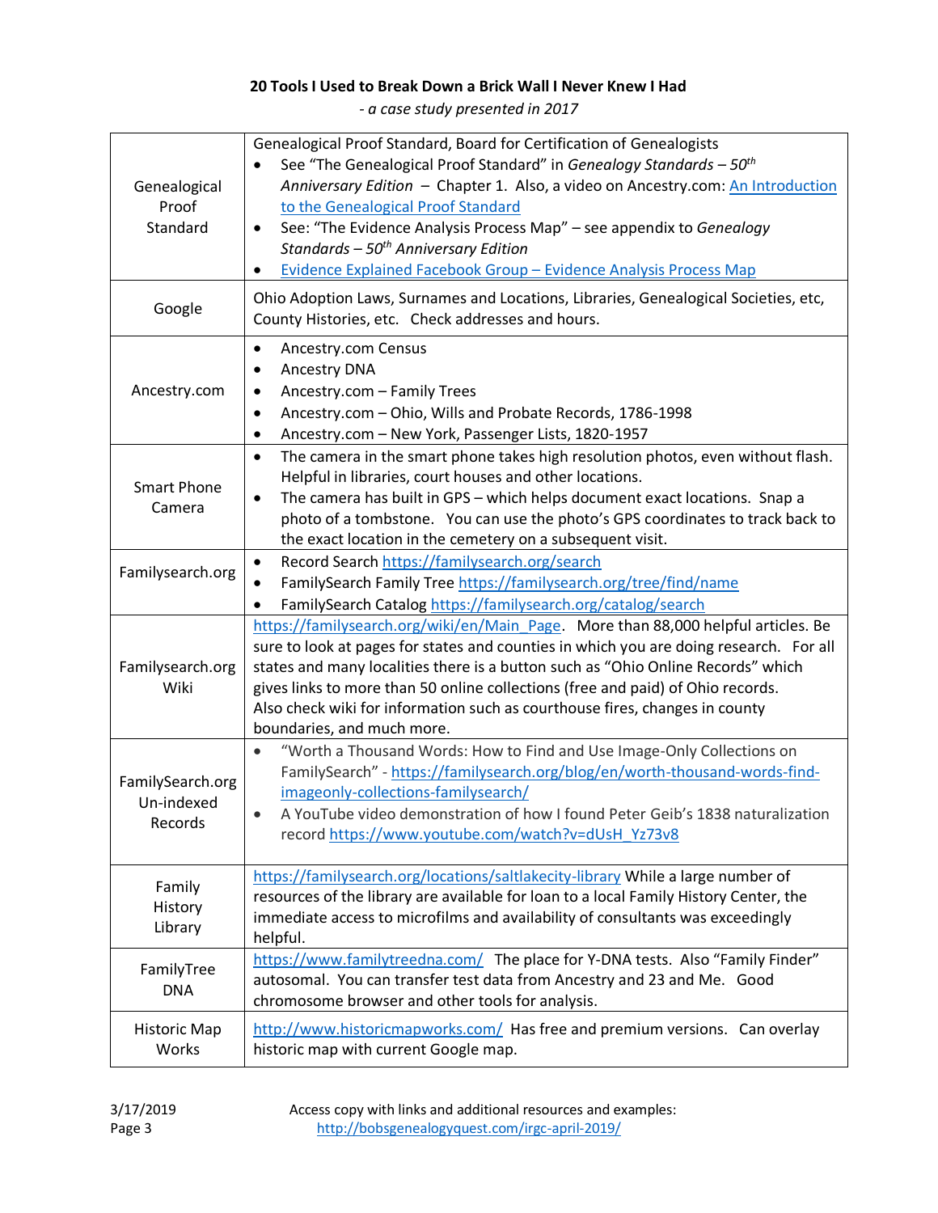**20 Tools I Used to Break Down a Brick Wall I Never Knew I Had**

*- a case study presented in 2017*

| Tool | Description |
| --- | --- |
| Genealogical Proof Standard | Genealogical Proof Standard, Board for Certification of Genealogists<br>• See "The Genealogical Proof Standard" in *Genealogy Standards – 50th Anniversary Edition* – Chapter 1. Also, a video on Ancestry.com: An Introduction to the Genealogical Proof Standard<br>• See: "The Evidence Analysis Process Map" – see appendix to *Genealogy Standards – 50th Anniversary Edition*<br>• Evidence Explained Facebook Group – Evidence Analysis Process Map |
| Google | Ohio Adoption Laws, Surnames and Locations, Libraries, Genealogical Societies, etc, County Histories, etc. Check addresses and hours. |
| Ancestry.com | • Ancestry.com Census<br>• Ancestry DNA<br>• Ancestry.com – Family Trees<br>• Ancestry.com – Ohio, Wills and Probate Records, 1786-1998<br>• Ancestry.com – New York, Passenger Lists, 1820-1957 |
| Smart Phone Camera | • The camera in the smart phone takes high resolution photos, even without flash. Helpful in libraries, court houses and other locations.<br>• The camera has built in GPS – which helps document exact locations. Snap a photo of a tombstone. You can use the photo's GPS coordinates to track back to the exact location in the cemetery on a subsequent visit. |
| Familysearch.org | • Record Search https://familysearch.org/search<br>• FamilySearch Family Tree https://familysearch.org/tree/find/name<br>• FamilySearch Catalog https://familysearch.org/catalog/search |
| Familysearch.org Wiki | https://familysearch.org/wiki/en/Main_Page. More than 88,000 helpful articles. Be sure to look at pages for states and counties in which you are doing research. For all states and many localities there is a button such as "Ohio Online Records" which gives links to more than 50 online collections (free and paid) of Ohio records. Also check wiki for information such as courthouse fires, changes in county boundaries, and much more. |
| FamilySearch.org Un-indexed Records | • "Worth a Thousand Words: How to Find and Use Image-Only Collections on FamilySearch" - https://familysearch.org/blog/en/worth-thousand-words-find-imageonly-collections-familysearch/<br>• A YouTube video demonstration of how I found Peter Geib's 1838 naturalization record https://www.youtube.com/watch?v=dUsH_Yz73v8 |
| Family History Library | https://familysearch.org/locations/saltlakecity-library While a large number of resources of the library are available for loan to a local Family History Center, the immediate access to microfilms and availability of consultants was exceedingly helpful. |
| FamilyTree DNA | https://www.familytreedna.com/ The place for Y-DNA tests. Also "Family Finder" autosomal. You can transfer test data from Ancestry and 23 and Me. Good chromosome browser and other tools for analysis. |
| Historic Map Works | http://www.historicmapworks.com/ Has free and premium versions. Can overlay historic map with current Google map. |

3/17/2019

Access copy with links and additional resources and examples: http://bobsgenealogyquest.com/irgc-april-2019/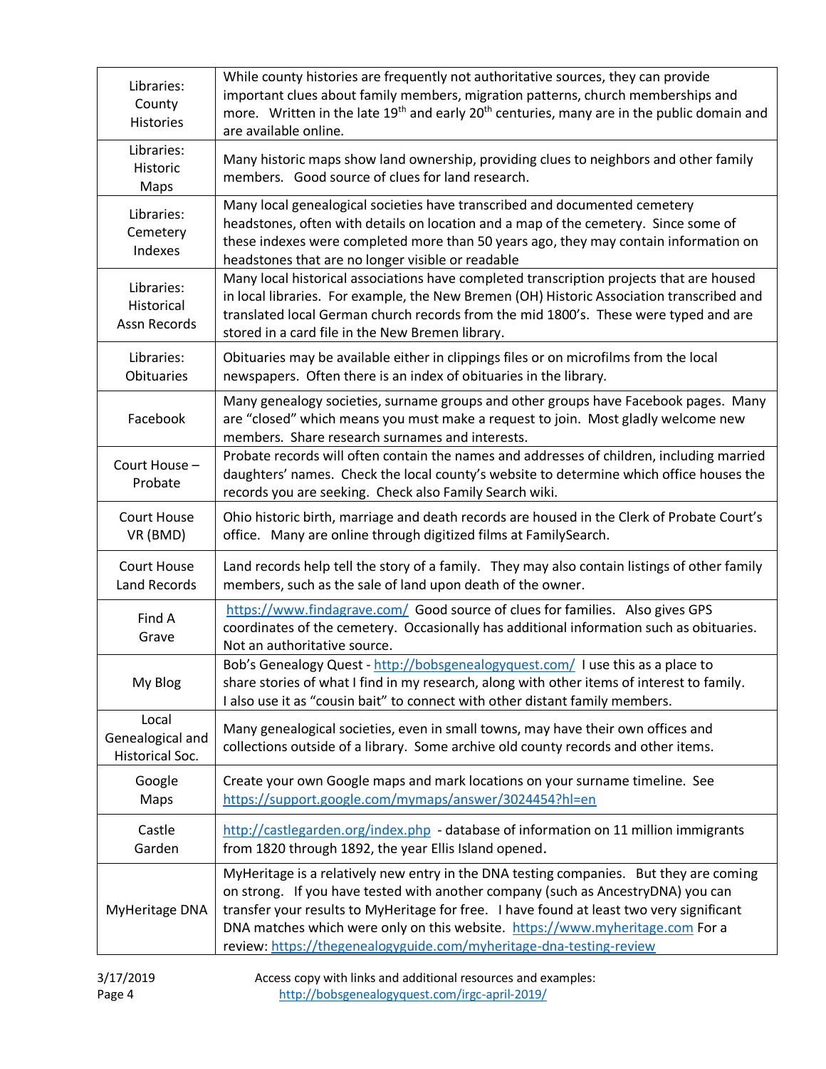| | |
|---|---|
| Libraries: County Histories | While county histories are frequently not authoritative sources, they can provide important clues about family members, migration patterns, church memberships and more. Written in the late 19th and early 20th centuries, many are in the public domain and are available online. |
| Libraries: Historic Maps | Many historic maps show land ownership, providing clues to neighbors and other family members. Good source of clues for land research. |
| Libraries: Cemetery Indexes | Many local genealogical societies have transcribed and documented cemetery headstones, often with details on location and a map of the cemetery. Since some of these indexes were completed more than 50 years ago, they may contain information on headstones that are no longer visible or readable |
| Libraries: Historical Assn Records | Many local historical associations have completed transcription projects that are housed in local libraries. For example, the New Bremen (OH) Historic Association transcribed and translated local German church records from the mid 1800's. These were typed and are stored in a card file in the New Bremen library. |
| Libraries: Obituaries | Obituaries may be available either in clippings files or on microfilms from the local newspapers. Often there is an index of obituaries in the library. |
| Facebook | Many genealogy societies, surname groups and other groups have Facebook pages. Many are "closed" which means you must make a request to join. Most gladly welcome new members. Share research surnames and interests. |
| Court House – Probate | Probate records will often contain the names and addresses of children, including married daughters' names. Check the local county's website to determine which office houses the records you are seeking. Check also Family Search wiki. |
| Court House VR (BMD) | Ohio historic birth, marriage and death records are housed in the Clerk of Probate Court's office. Many are online through digitized films at FamilySearch. |
| Court House Land Records | Land records help tell the story of a family. They may also contain listings of other family members, such as the sale of land upon death of the owner. |
| Find A Grave | https://www.findagrave.com/ Good source of clues for families. Also gives GPS coordinates of the cemetery. Occasionally has additional information such as obituaries. Not an authoritative source. |
| My Blog | Bob's Genealogy Quest - http://bobsgenealogyquest.com/ I use this as a place to share stories of what I find in my research, along with other items of interest to family. I also use it as "cousin bait" to connect with other distant family members. |
| Local Genealogical and Historical Soc. | Many genealogical societies, even in small towns, may have their own offices and collections outside of a library. Some archive old county records and other items. |
| Google Maps | Create your own Google maps and mark locations on your surname timeline. See https://support.google.com/mymaps/answer/3024454?hl=en |
| Castle Garden | http://castlegarden.org/index.php - database of information on 11 million immigrants from 1820 through 1892, the year Ellis Island opened. |
| MyHeritage DNA | MyHeritage is a relatively new entry in the DNA testing companies. But they are coming on strong. If you have tested with another company (such as AncestryDNA) you can transfer your results to MyHeritage for free. I have found at least two very significant DNA matches which were only on this website. https://www.myheritage.com For a review: https://thegenealogyguide.com/myheritage-dna-testing-review |

3/17/2019

Access copy with links and additional resources and examples: http://bobsgenealogyquest.com/irgc-april-2019/